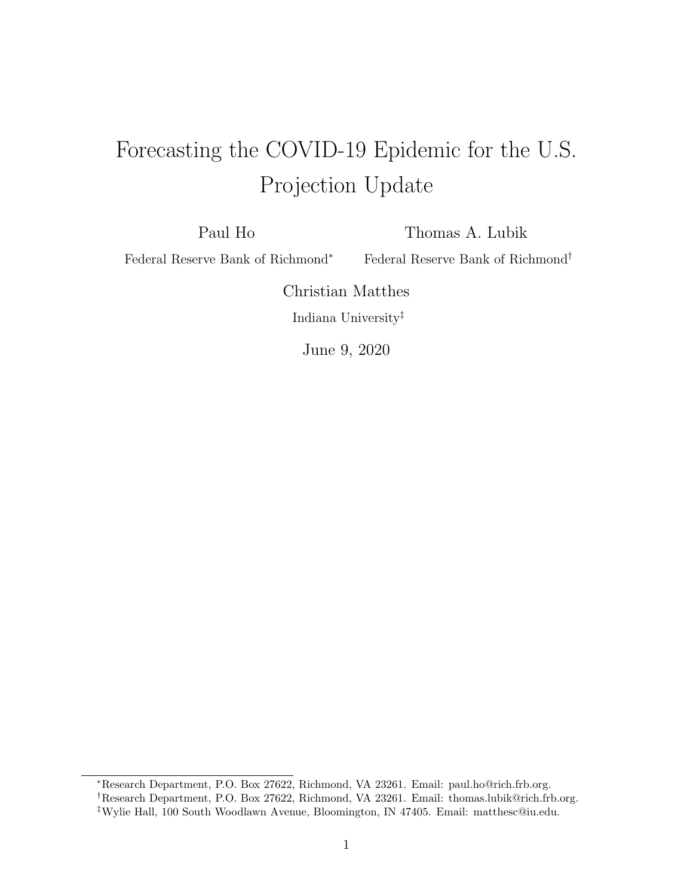# Forecasting the COVID-19 Epidemic for the U.S. Projection Update

Paul Ho
Federal Reserve Bank of Richmond*

Thomas A. Lubik
Federal Reserve Bank of Richmond†

Christian Matthes
Indiana University‡

June 9, 2020

---

*Research Department, P.O. Box 27622, Richmond, VA 23261. Email: paul.ho@rich.frb.org.

†Research Department, P.O. Box 27622, Richmond, VA 23261. Email: thomas.lubik@rich.frb.org.

‡Wylie Hall, 100 South Woodlawn Avenue, Bloomington, IN 47405. Email: matthesc@iu.edu.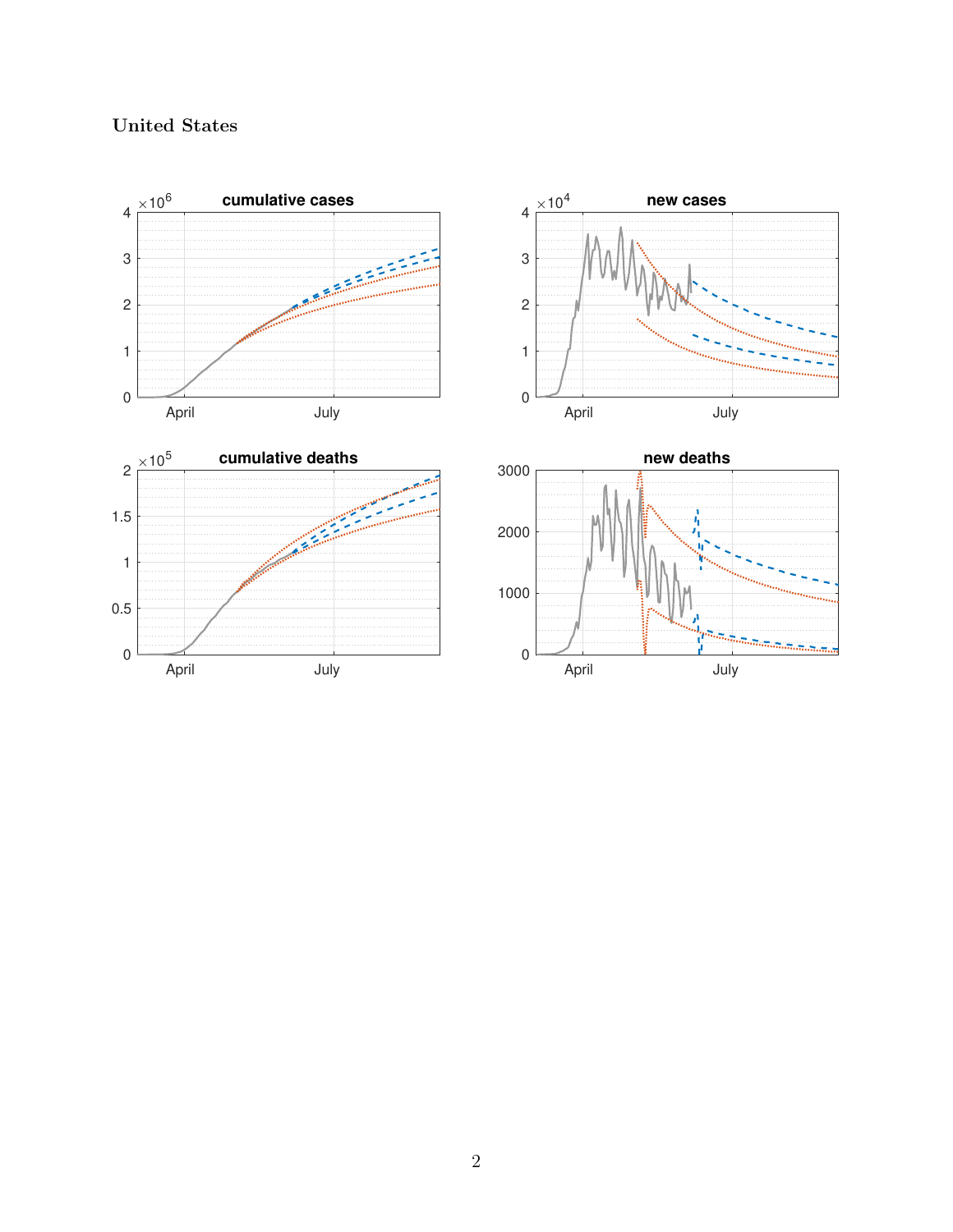United States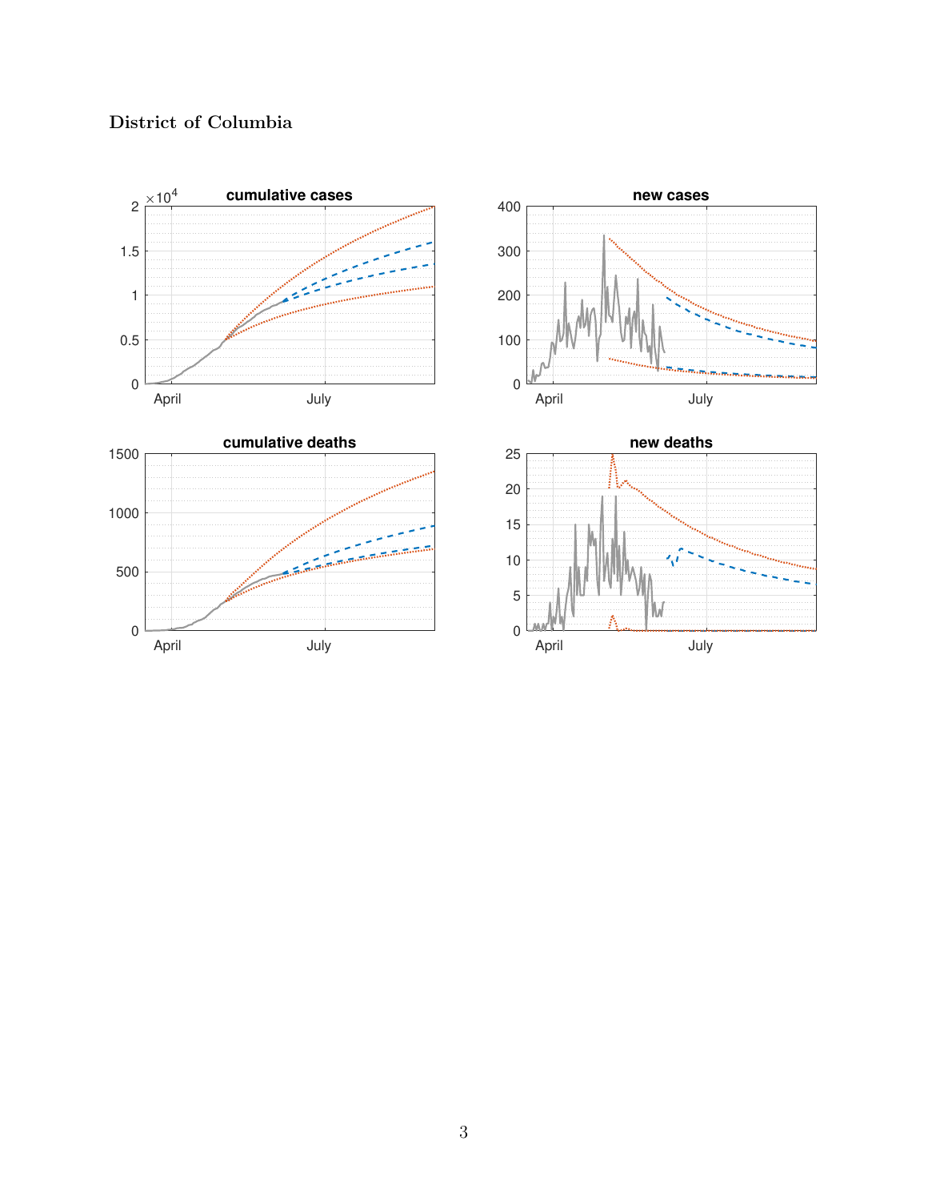District of Columbia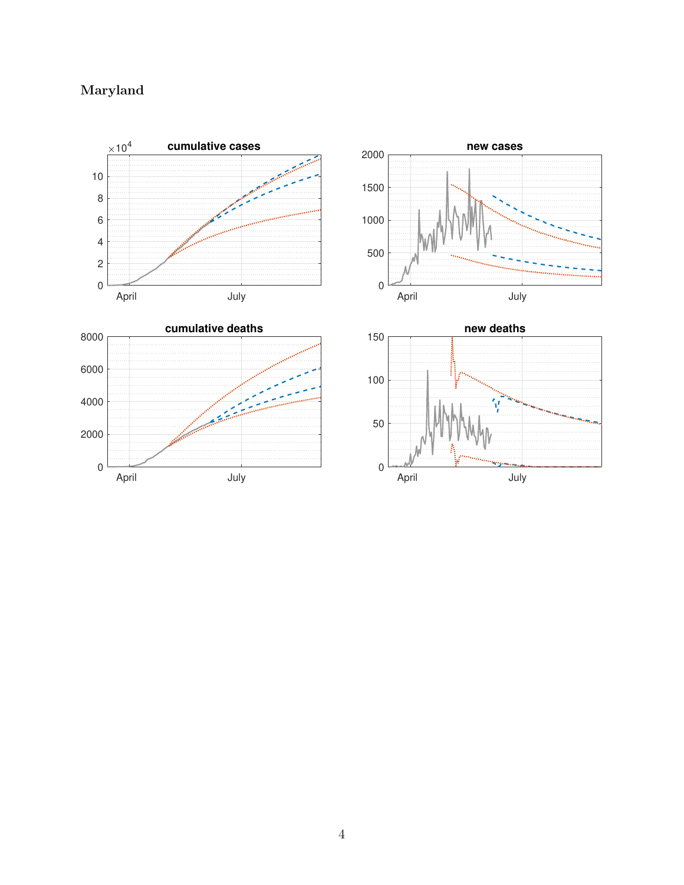Maryland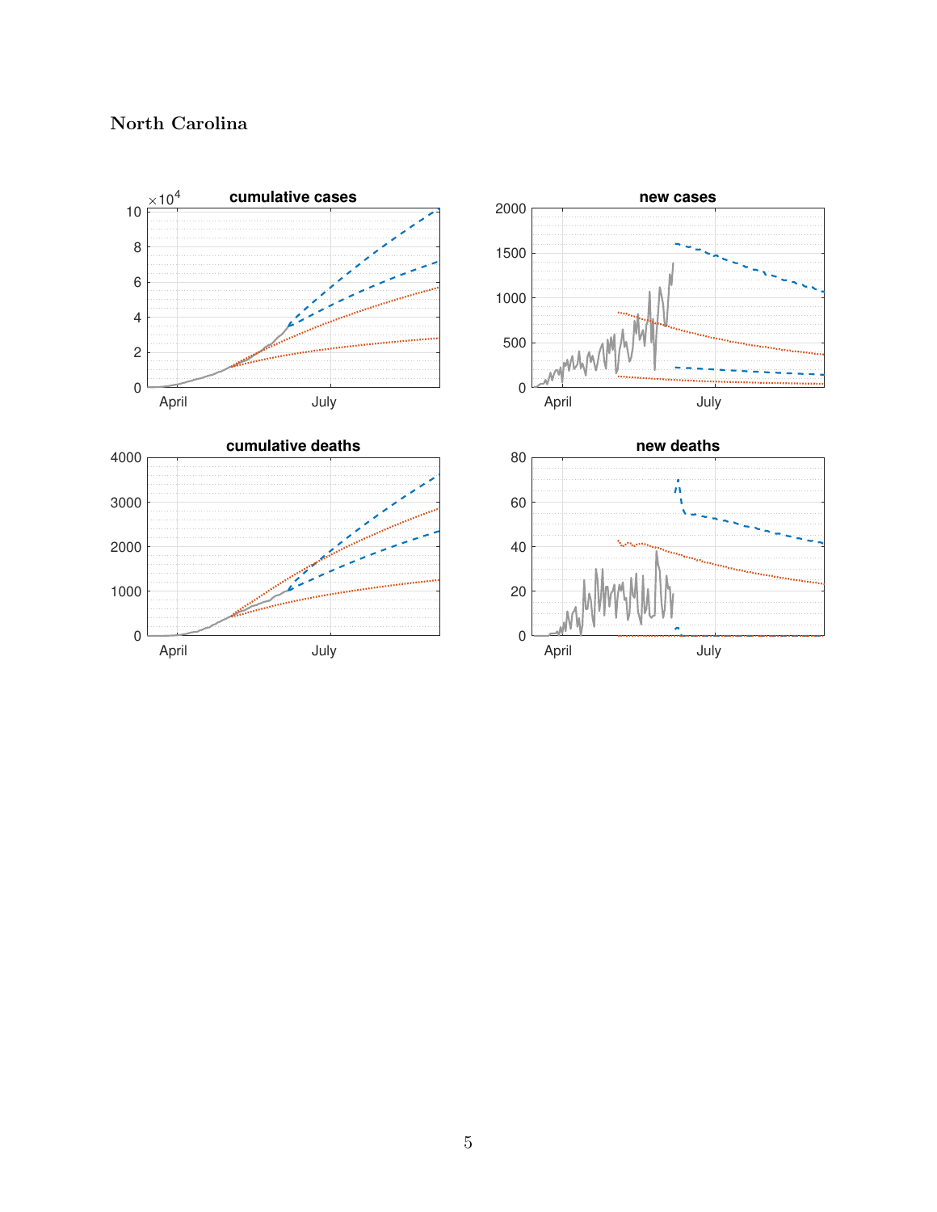North Carolina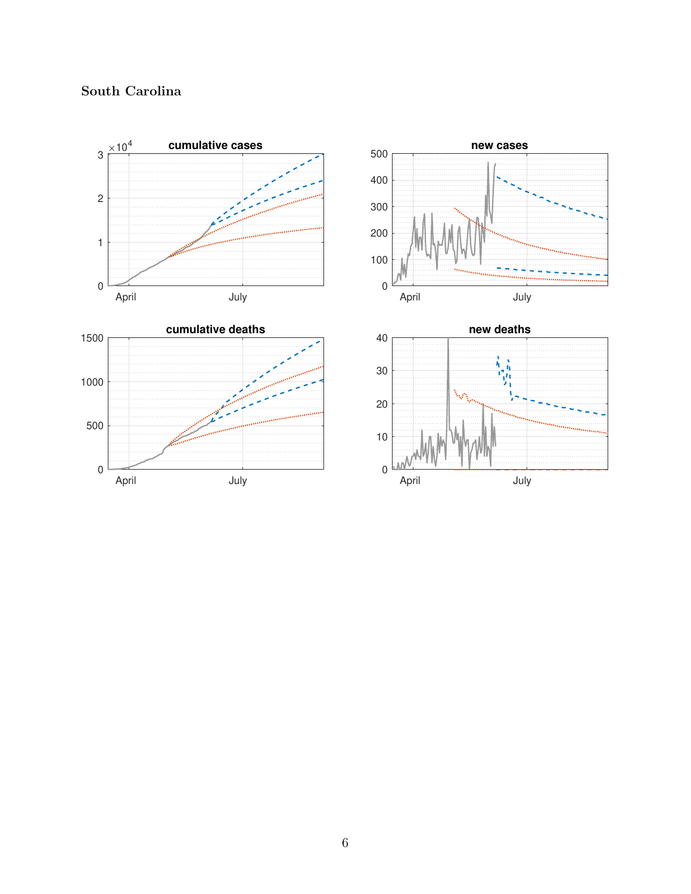# South Carolina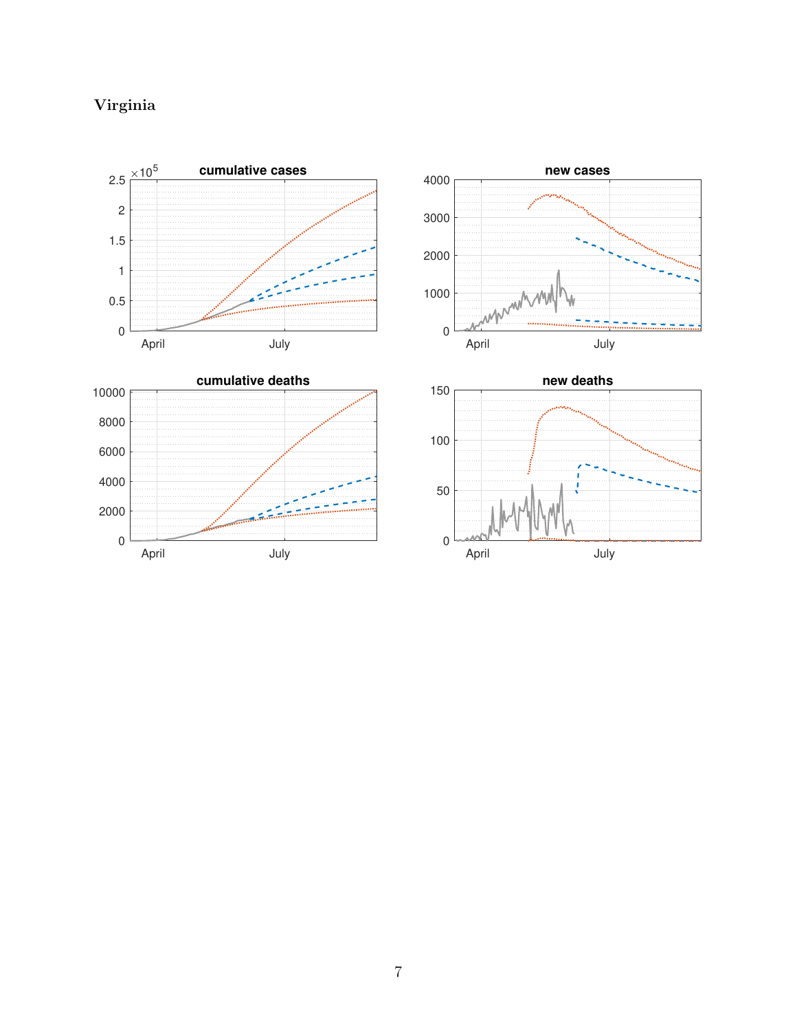# Virginia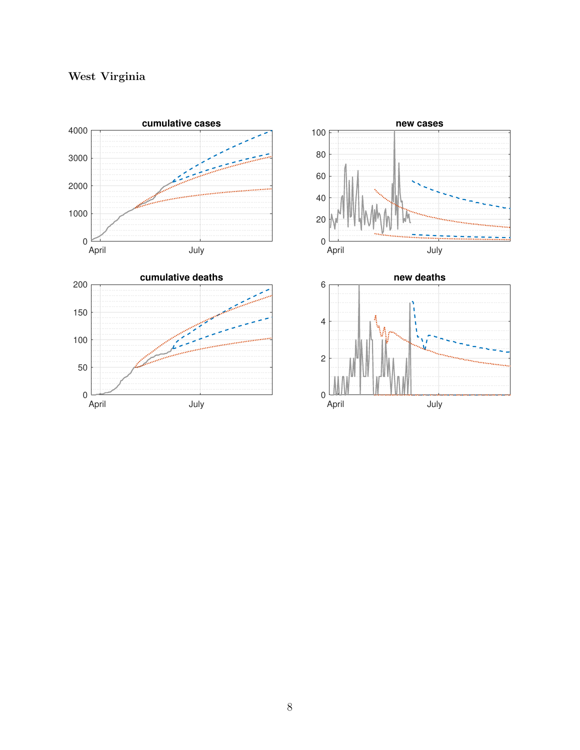# West Virginia

cumulative cases

4000
3000
2000
1000
0
April
July

new cases

100
80
60
40
20
0
April
July

cumulative deaths

200
150
100
50
0
April
July

new deaths

6
4
2
0
April
July